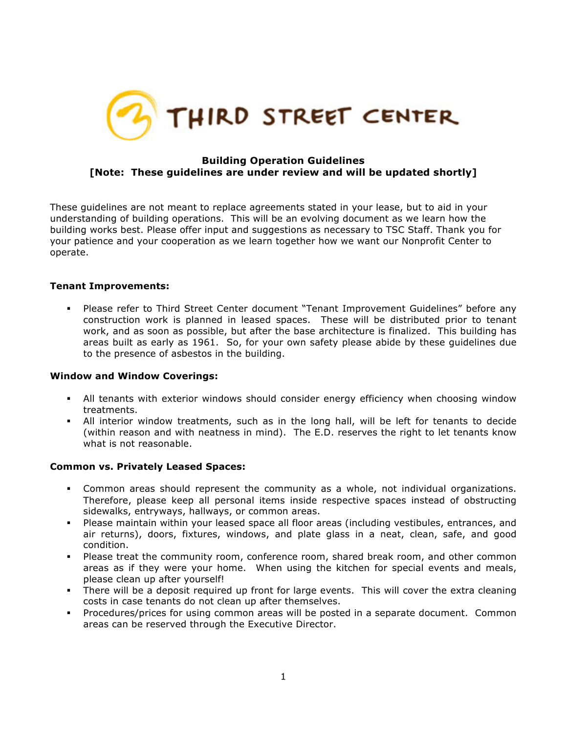# THIRD STREET CENTER

**Building Operation Guidelines**
**[Note: These guidelines are under review and will be updated shortly]**

These guidelines are not meant to replace agreements stated in your lease, but to aid in your understanding of building operations. This will be an evolving document as we learn how the building works best. Please offer input and suggestions as necessary to TSC Staff. Thank you for your patience and your cooperation as we learn together how we want our Nonprofit Center to operate.

**Tenant Improvements:**

- Please refer to Third Street Center document "Tenant Improvement Guidelines" before any construction work is planned in leased spaces. These will be distributed prior to tenant work, and as soon as possible, but after the base architecture is finalized. This building has areas built as early as 1961. So, for your own safety please abide by these guidelines due to the presence of asbestos in the building.

**Window and Window Coverings:**

- All tenants with exterior windows should consider energy efficiency when choosing window treatments.
- All interior window treatments, such as in the long hall, will be left for tenants to decide (within reason and with neatness in mind). The E.D. reserves the right to let tenants know what is not reasonable.

**Common vs. Privately Leased Spaces:**

- Common areas should represent the community as a whole, not individual organizations. Therefore, please keep all personal items inside respective spaces instead of obstructing sidewalks, entryways, hallways, or common areas.
- Please maintain within your leased space all floor areas (including vestibules, entrances, and air returns), doors, fixtures, windows, and plate glass in a neat, clean, safe, and good condition.
- Please treat the community room, conference room, shared break room, and other common areas as if they were your home. When using the kitchen for special events and meals, please clean up after yourself!
- There will be a deposit required up front for large events. This will cover the extra cleaning costs in case tenants do not clean up after themselves.
- Procedures/prices for using common areas will be posted in a separate document. Common areas can be reserved through the Executive Director.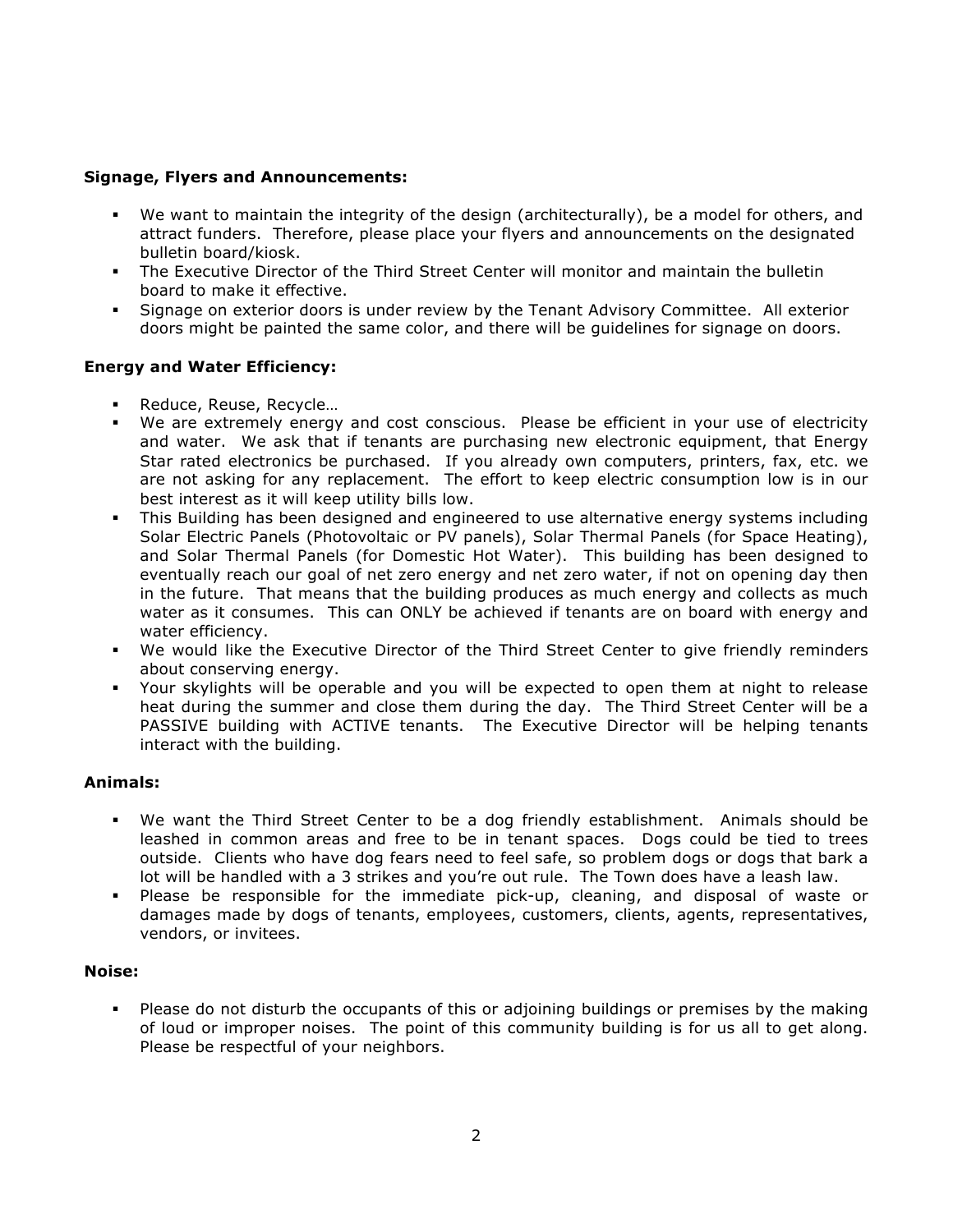**Signage, Flyers and Announcements:**

- We want to maintain the integrity of the design (architecturally), be a model for others, and attract funders. Therefore, please place your flyers and announcements on the designated bulletin board/kiosk.
- The Executive Director of the Third Street Center will monitor and maintain the bulletin board to make it effective.
- Signage on exterior doors is under review by the Tenant Advisory Committee. All exterior doors might be painted the same color, and there will be guidelines for signage on doors.

**Energy and Water Efficiency:**

- Reduce, Reuse, Recycle…
- We are extremely energy and cost conscious. Please be efficient in your use of electricity and water. We ask that if tenants are purchasing new electronic equipment, that Energy Star rated electronics be purchased. If you already own computers, printers, fax, etc. we are not asking for any replacement. The effort to keep electric consumption low is in our best interest as it will keep utility bills low.
- This Building has been designed and engineered to use alternative energy systems including Solar Electric Panels (Photovoltaic or PV panels), Solar Thermal Panels (for Space Heating), and Solar Thermal Panels (for Domestic Hot Water). This building has been designed to eventually reach our goal of net zero energy and net zero water, if not on opening day then in the future. That means that the building produces as much energy and collects as much water as it consumes. This can ONLY be achieved if tenants are on board with energy and water efficiency.
- We would like the Executive Director of the Third Street Center to give friendly reminders about conserving energy.
- Your skylights will be operable and you will be expected to open them at night to release heat during the summer and close them during the day. The Third Street Center will be a PASSIVE building with ACTIVE tenants. The Executive Director will be helping tenants interact with the building.

**Animals:**

- We want the Third Street Center to be a dog friendly establishment. Animals should be leashed in common areas and free to be in tenant spaces. Dogs could be tied to trees outside. Clients who have dog fears need to feel safe, so problem dogs or dogs that bark a lot will be handled with a 3 strikes and you're out rule. The Town does have a leash law.
- Please be responsible for the immediate pick-up, cleaning, and disposal of waste or damages made by dogs of tenants, employees, customers, clients, agents, representatives, vendors, or invitees.

**Noise:**

- Please do not disturb the occupants of this or adjoining buildings or premises by the making of loud or improper noises. The point of this community building is for us all to get along. Please be respectful of your neighbors.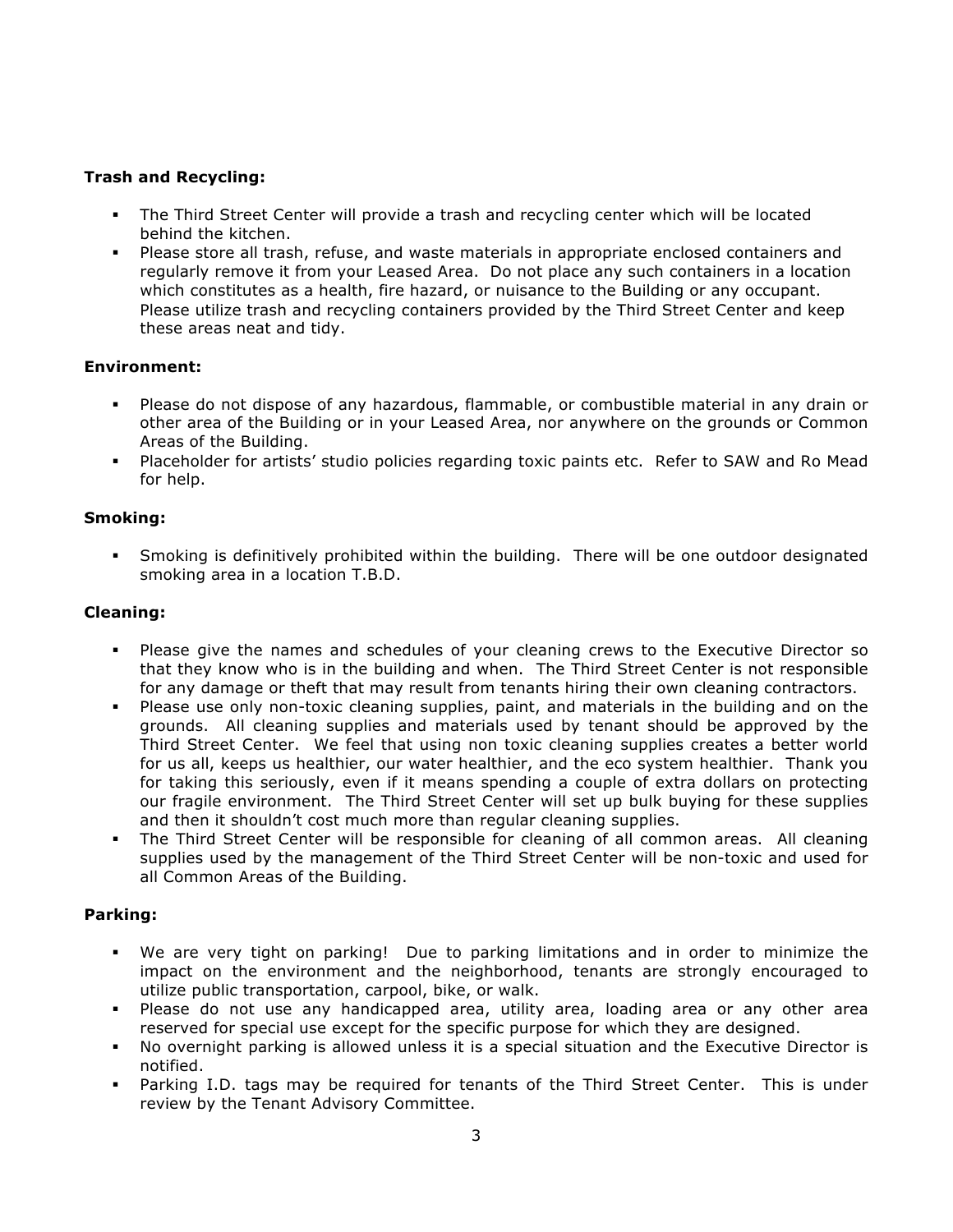**Trash and Recycling:**

- The Third Street Center will provide a trash and recycling center which will be located behind the kitchen.
- Please store all trash, refuse, and waste materials in appropriate enclosed containers and regularly remove it from your Leased Area. Do not place any such containers in a location which constitutes as a health, fire hazard, or nuisance to the Building or any occupant. Please utilize trash and recycling containers provided by the Third Street Center and keep these areas neat and tidy.

**Environment:**

- Please do not dispose of any hazardous, flammable, or combustible material in any drain or other area of the Building or in your Leased Area, nor anywhere on the grounds or Common Areas of the Building.
- Placeholder for artists' studio policies regarding toxic paints etc. Refer to SAW and Ro Mead for help.

**Smoking:**

- Smoking is definitively prohibited within the building. There will be one outdoor designated smoking area in a location T.B.D.

**Cleaning:**

- Please give the names and schedules of your cleaning crews to the Executive Director so that they know who is in the building and when. The Third Street Center is not responsible for any damage or theft that may result from tenants hiring their own cleaning contractors.
- Please use only non-toxic cleaning supplies, paint, and materials in the building and on the grounds. All cleaning supplies and materials used by tenant should be approved by the Third Street Center. We feel that using non toxic cleaning supplies creates a better world for us all, keeps us healthier, our water healthier, and the eco system healthier. Thank you for taking this seriously, even if it means spending a couple of extra dollars on protecting our fragile environment. The Third Street Center will set up bulk buying for these supplies and then it shouldn't cost much more than regular cleaning supplies.
- The Third Street Center will be responsible for cleaning of all common areas. All cleaning supplies used by the management of the Third Street Center will be non-toxic and used for all Common Areas of the Building.

**Parking:**

- We are very tight on parking! Due to parking limitations and in order to minimize the impact on the environment and the neighborhood, tenants are strongly encouraged to utilize public transportation, carpool, bike, or walk.
- Please do not use any handicapped area, utility area, loading area or any other area reserved for special use except for the specific purpose for which they are designed.
- No overnight parking is allowed unless it is a special situation and the Executive Director is notified.
- Parking I.D. tags may be required for tenants of the Third Street Center. This is under review by the Tenant Advisory Committee.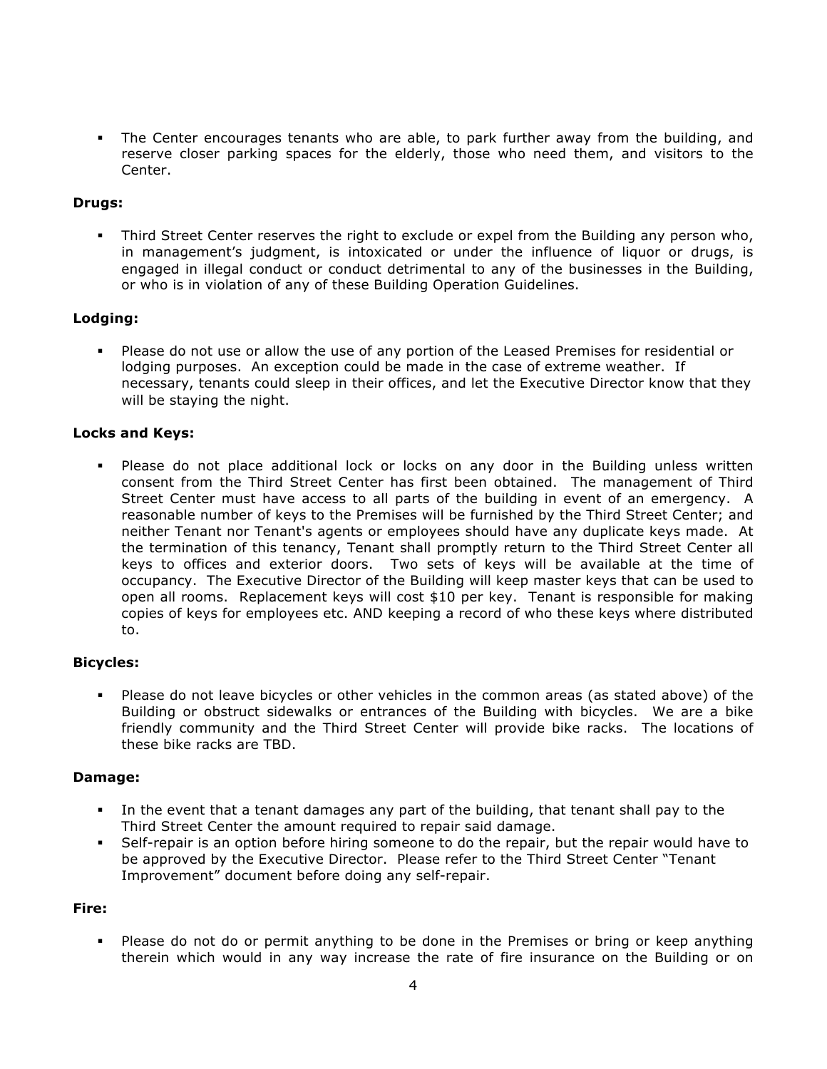- The Center encourages tenants who are able, to park further away from the building, and reserve closer parking spaces for the elderly, those who need them, and visitors to the Center.

**Drugs:**

- Third Street Center reserves the right to exclude or expel from the Building any person who, in management's judgment, is intoxicated or under the influence of liquor or drugs, is engaged in illegal conduct or conduct detrimental to any of the businesses in the Building, or who is in violation of any of these Building Operation Guidelines.

**Lodging:**

- Please do not use or allow the use of any portion of the Leased Premises for residential or lodging purposes. An exception could be made in the case of extreme weather. If necessary, tenants could sleep in their offices, and let the Executive Director know that they will be staying the night.

**Locks and Keys:**

- Please do not place additional lock or locks on any door in the Building unless written consent from the Third Street Center has first been obtained. The management of Third Street Center must have access to all parts of the building in event of an emergency. A reasonable number of keys to the Premises will be furnished by the Third Street Center; and neither Tenant nor Tenant's agents or employees should have any duplicate keys made. At the termination of this tenancy, Tenant shall promptly return to the Third Street Center all keys to offices and exterior doors. Two sets of keys will be available at the time of occupancy. The Executive Director of the Building will keep master keys that can be used to open all rooms. Replacement keys will cost $10 per key. Tenant is responsible for making copies of keys for employees etc. AND keeping a record of who these keys where distributed to.

**Bicycles:**

- Please do not leave bicycles or other vehicles in the common areas (as stated above) of the Building or obstruct sidewalks or entrances of the Building with bicycles. We are a bike friendly community and the Third Street Center will provide bike racks. The locations of these bike racks are TBD.

**Damage:**

- In the event that a tenant damages any part of the building, that tenant shall pay to the Third Street Center the amount required to repair said damage.
- Self-repair is an option before hiring someone to do the repair, but the repair would have to be approved by the Executive Director. Please refer to the Third Street Center "Tenant Improvement" document before doing any self-repair.

**Fire:**

- Please do not do or permit anything to be done in the Premises or bring or keep anything therein which would in any way increase the rate of fire insurance on the Building or on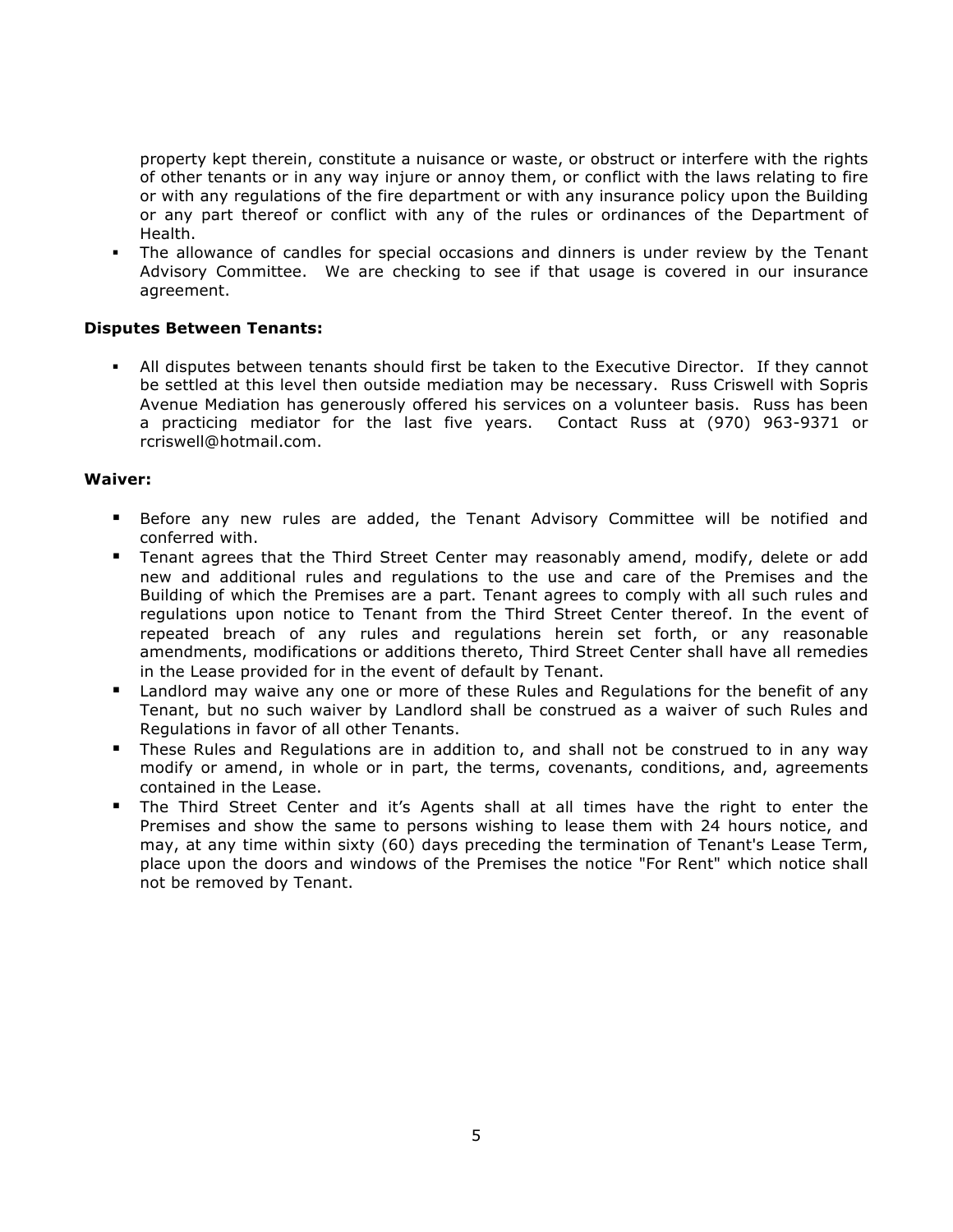property kept therein, constitute a nuisance or waste, or obstruct or interfere with the rights of other tenants or in any way injure or annoy them, or conflict with the laws relating to fire or with any regulations of the fire department or with any insurance policy upon the Building or any part thereof or conflict with any of the rules or ordinances of the Department of Health.

- The allowance of candles for special occasions and dinners is under review by the Tenant Advisory Committee. We are checking to see if that usage is covered in our insurance agreement.

**Disputes Between Tenants:**

- All disputes between tenants should first be taken to the Executive Director. If they cannot be settled at this level then outside mediation may be necessary. Russ Criswell with Sopris Avenue Mediation has generously offered his services on a volunteer basis. Russ has been a practicing mediator for the last five years. Contact Russ at (970) 963-9371 or rcriswell@hotmail.com.

**Waiver:**

- Before any new rules are added, the Tenant Advisory Committee will be notified and conferred with.
- Tenant agrees that the Third Street Center may reasonably amend, modify, delete or add new and additional rules and regulations to the use and care of the Premises and the Building of which the Premises are a part. Tenant agrees to comply with all such rules and regulations upon notice to Tenant from the Third Street Center thereof. In the event of repeated breach of any rules and regulations herein set forth, or any reasonable amendments, modifications or additions thereto, Third Street Center shall have all remedies in the Lease provided for in the event of default by Tenant.
- Landlord may waive any one or more of these Rules and Regulations for the benefit of any Tenant, but no such waiver by Landlord shall be construed as a waiver of such Rules and Regulations in favor of all other Tenants.
- These Rules and Regulations are in addition to, and shall not be construed to in any way modify or amend, in whole or in part, the terms, covenants, conditions, and, agreements contained in the Lease.
- The Third Street Center and it's Agents shall at all times have the right to enter the Premises and show the same to persons wishing to lease them with 24 hours notice, and may, at any time within sixty (60) days preceding the termination of Tenant's Lease Term, place upon the doors and windows of the Premises the notice "For Rent" which notice shall not be removed by Tenant.